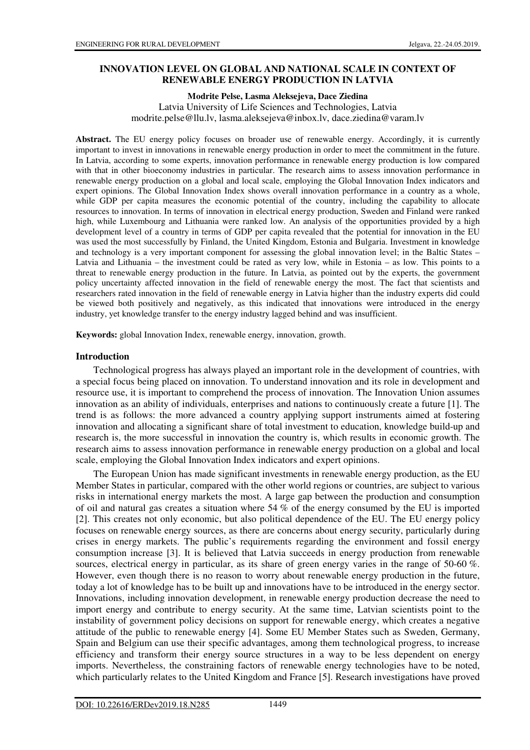# INNOVATION LEVEL ON GLOBAL AND NATIONAL SCALE IN CONTEXT OF RENEWABLE ENERGY PRODUCTION IN LATVIA

**Modrite Pelse, Lasma Aleksejeva, Dace Ziedina**

Latvia University of Life Sciences and Technologies, Latvia

modrite.pelse@llu.lv, lasma.aleksejeva@inbox.lv, dace.ziedina@varam.lv

**Abstract.** The EU energy policy focuses on broader use of renewable energy. Accordingly, it is currently important to invest in innovations in renewable energy production in order to meet the commitment in the future. In Latvia, according to some experts, innovation performance in renewable energy production is low compared with that in other bioeconomy industries in particular. The research aims to assess innovation performance in renewable energy production on a global and local scale, employing the Global Innovation Index indicators and expert opinions. The Global Innovation Index shows overall innovation performance in a country as a whole, while GDP per capita measures the economic potential of the country, including the capability to allocate resources to innovation. In terms of innovation in electrical energy production, Sweden and Finland were ranked high, while Luxembourg and Lithuania were ranked low. An analysis of the opportunities provided by a high development level of a country in terms of GDP per capita revealed that the potential for innovation in the EU was used the most successfully by Finland, the United Kingdom, Estonia and Bulgaria. Investment in knowledge and technology is a very important component for assessing the global innovation level; in the Baltic States – Latvia and Lithuania – the investment could be rated as very low, while in Estonia – as low. This points to a threat to renewable energy production in the future. In Latvia, as pointed out by the experts, the government policy uncertainty affected innovation in the field of renewable energy the most. The fact that scientists and researchers rated innovation in the field of renewable energy in Latvia higher than the industry experts did could be viewed both positively and negatively, as this indicated that innovations were introduced in the energy industry, yet knowledge transfer to the energy industry lagged behind and was insufficient.

**Keywords:** global Innovation Index, renewable energy, innovation, growth.

## Introduction

Technological progress has always played an important role in the development of countries, with a special focus being placed on innovation. To understand innovation and its role in development and resource use, it is important to comprehend the process of innovation. The Innovation Union assumes innovation as an ability of individuals, enterprises and nations to continuously create a future [1]. The trend is as follows: the more advanced a country applying support instruments aimed at fostering innovation and allocating a significant share of total investment to education, knowledge build-up and research is, the more successful in innovation the country is, which results in economic growth. The research aims to assess innovation performance in renewable energy production on a global and local scale, employing the Global Innovation Index indicators and expert opinions.

The European Union has made significant investments in renewable energy production, as the EU Member States in particular, compared with the other world regions or countries, are subject to various risks in international energy markets the most. A large gap between the production and consumption of oil and natural gas creates a situation where 54 % of the energy consumed by the EU is imported [2]. This creates not only economic, but also political dependence of the EU. The EU energy policy focuses on renewable energy sources, as there are concerns about energy security, particularly during crises in energy markets. The public's requirements regarding the environment and fossil energy consumption increase [3]. It is believed that Latvia succeeds in energy production from renewable sources, electrical energy in particular, as its share of green energy varies in the range of 50-60 %. However, even though there is no reason to worry about renewable energy production in the future, today a lot of knowledge has to be built up and innovations have to be introduced in the energy sector. Innovations, including innovation development, in renewable energy production decrease the need to import energy and contribute to energy security. At the same time, Latvian scientists point to the instability of government policy decisions on support for renewable energy, which creates a negative attitude of the public to renewable energy [4]. Some EU Member States such as Sweden, Germany, Spain and Belgium can use their specific advantages, among them technological progress, to increase efficiency and transform their energy source structures in a way to be less dependent on energy imports. Nevertheless, the constraining factors of renewable energy technologies have to be noted, which particularly relates to the United Kingdom and France [5]. Research investigations have proved

DOI: 10.22616/ERDev2019.18.N285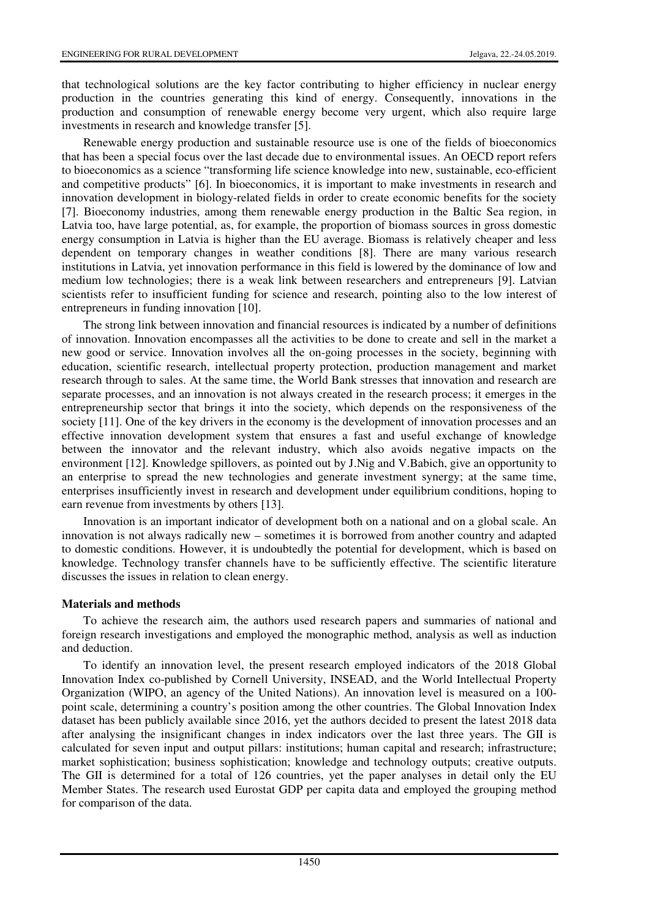that technological solutions are the key factor contributing to higher efficiency in nuclear energy production in the countries generating this kind of energy. Consequently, innovations in the production and consumption of renewable energy become very urgent, which also require large investments in research and knowledge transfer [5].

Renewable energy production and sustainable resource use is one of the fields of bioeconomics that has been a special focus over the last decade due to environmental issues. An OECD report refers to bioeconomics as a science "transforming life science knowledge into new, sustainable, eco-efficient and competitive products" [6]. In bioeconomics, it is important to make investments in research and innovation development in biology-related fields in order to create economic benefits for the society [7]. Bioeconomy industries, among them renewable energy production in the Baltic Sea region, in Latvia too, have large potential, as, for example, the proportion of biomass sources in gross domestic energy consumption in Latvia is higher than the EU average. Biomass is relatively cheaper and less dependent on temporary changes in weather conditions [8]. There are many various research institutions in Latvia, yet innovation performance in this field is lowered by the dominance of low and medium low technologies; there is a weak link between researchers and entrepreneurs [9]. Latvian scientists refer to insufficient funding for science and research, pointing also to the low interest of entrepreneurs in funding innovation [10].

The strong link between innovation and financial resources is indicated by a number of definitions of innovation. Innovation encompasses all the activities to be done to create and sell in the market a new good or service. Innovation involves all the on-going processes in the society, beginning with education, scientific research, intellectual property protection, production management and market research through to sales. At the same time, the World Bank stresses that innovation and research are separate processes, and an innovation is not always created in the research process; it emerges in the entrepreneurship sector that brings it into the society, which depends on the responsiveness of the society [11]. One of the key drivers in the economy is the development of innovation processes and an effective innovation development system that ensures a fast and useful exchange of knowledge between the innovator and the relevant industry, which also avoids negative impacts on the environment [12]. Knowledge spillovers, as pointed out by J.Nig and V.Babich, give an opportunity to an enterprise to spread the new technologies and generate investment synergy; at the same time, enterprises insufficiently invest in research and development under equilibrium conditions, hoping to earn revenue from investments by others [13].

Innovation is an important indicator of development both on a national and on a global scale. An innovation is not always radically new – sometimes it is borrowed from another country and adapted to domestic conditions. However, it is undoubtedly the potential for development, which is based on knowledge. Technology transfer channels have to be sufficiently effective. The scientific literature discusses the issues in relation to clean energy.

## Materials and methods

To achieve the research aim, the authors used research papers and summaries of national and foreign research investigations and employed the monographic method, analysis as well as induction and deduction.

To identify an innovation level, the present research employed indicators of the 2018 Global Innovation Index co-published by Cornell University, INSEAD, and the World Intellectual Property Organization (WIPO, an agency of the United Nations). An innovation level is measured on a 100-point scale, determining a country's position among the other countries. The Global Innovation Index dataset has been publicly available since 2016, yet the authors decided to present the latest 2018 data after analysing the insignificant changes in index indicators over the last three years. The GII is calculated for seven input and output pillars: institutions; human capital and research; infrastructure; market sophistication; business sophistication; knowledge and technology outputs; creative outputs. The GII is determined for a total of 126 countries, yet the paper analyses in detail only the EU Member States. The research used Eurostat GDP per capita data and employed the grouping method for comparison of the data.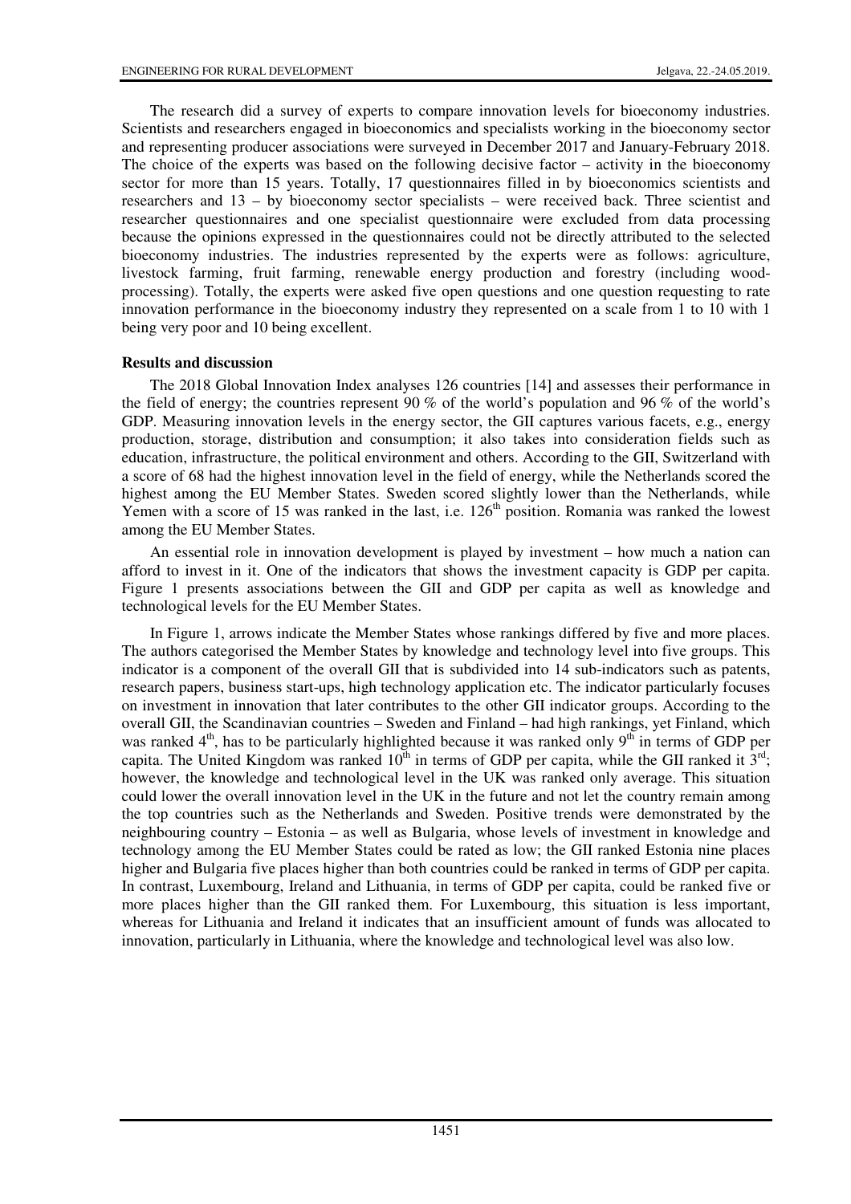The research did a survey of experts to compare innovation levels for bioeconomy industries. Scientists and researchers engaged in bioeconomics and specialists working in the bioeconomy sector and representing producer associations were surveyed in December 2017 and January-February 2018. The choice of the experts was based on the following decisive factor – activity in the bioeconomy sector for more than 15 years. Totally, 17 questionnaires filled in by bioeconomics scientists and researchers and 13 – by bioeconomy sector specialists – were received back. Three scientist and researcher questionnaires and one specialist questionnaire were excluded from data processing because the opinions expressed in the questionnaires could not be directly attributed to the selected bioeconomy industries. The industries represented by the experts were as follows: agriculture, livestock farming, fruit farming, renewable energy production and forestry (including wood-processing). Totally, the experts were asked five open questions and one question requesting to rate innovation performance in the bioeconomy industry they represented on a scale from 1 to 10 with 1 being very poor and 10 being excellent.

## Results and discussion

The 2018 Global Innovation Index analyses 126 countries [14] and assesses their performance in the field of energy; the countries represent 90 % of the world's population and 96 % of the world's GDP. Measuring innovation levels in the energy sector, the GII captures various facets, e.g., energy production, storage, distribution and consumption; it also takes into consideration fields such as education, infrastructure, the political environment and others. According to the GII, Switzerland with a score of 68 had the highest innovation level in the field of energy, while the Netherlands scored the highest among the EU Member States. Sweden scored slightly lower than the Netherlands, while Yemen with a score of 15 was ranked in the last, i.e. 126th position. Romania was ranked the lowest among the EU Member States.

An essential role in innovation development is played by investment – how much a nation can afford to invest in it. One of the indicators that shows the investment capacity is GDP per capita. Figure 1 presents associations between the GII and GDP per capita as well as knowledge and technological levels for the EU Member States.

In Figure 1, arrows indicate the Member States whose rankings differed by five and more places. The authors categorised the Member States by knowledge and technology level into five groups. This indicator is a component of the overall GII that is subdivided into 14 sub-indicators such as patents, research papers, business start-ups, high technology application etc. The indicator particularly focuses on investment in innovation that later contributes to the other GII indicator groups. According to the overall GII, the Scandinavian countries – Sweden and Finland – had high rankings, yet Finland, which was ranked 4th, has to be particularly highlighted because it was ranked only 9th in terms of GDP per capita. The United Kingdom was ranked 10th in terms of GDP per capita, while the GII ranked it 3rd; however, the knowledge and technological level in the UK was ranked only average. This situation could lower the overall innovation level in the UK in the future and not let the country remain among the top countries such as the Netherlands and Sweden. Positive trends were demonstrated by the neighbouring country – Estonia – as well as Bulgaria, whose levels of investment in knowledge and technology among the EU Member States could be rated as low; the GII ranked Estonia nine places higher and Bulgaria five places higher than both countries could be ranked in terms of GDP per capita. In contrast, Luxembourg, Ireland and Lithuania, in terms of GDP per capita, could be ranked five or more places higher than the GII ranked them. For Luxembourg, this situation is less important, whereas for Lithuania and Ireland it indicates that an insufficient amount of funds was allocated to innovation, particularly in Lithuania, where the knowledge and technological level was also low.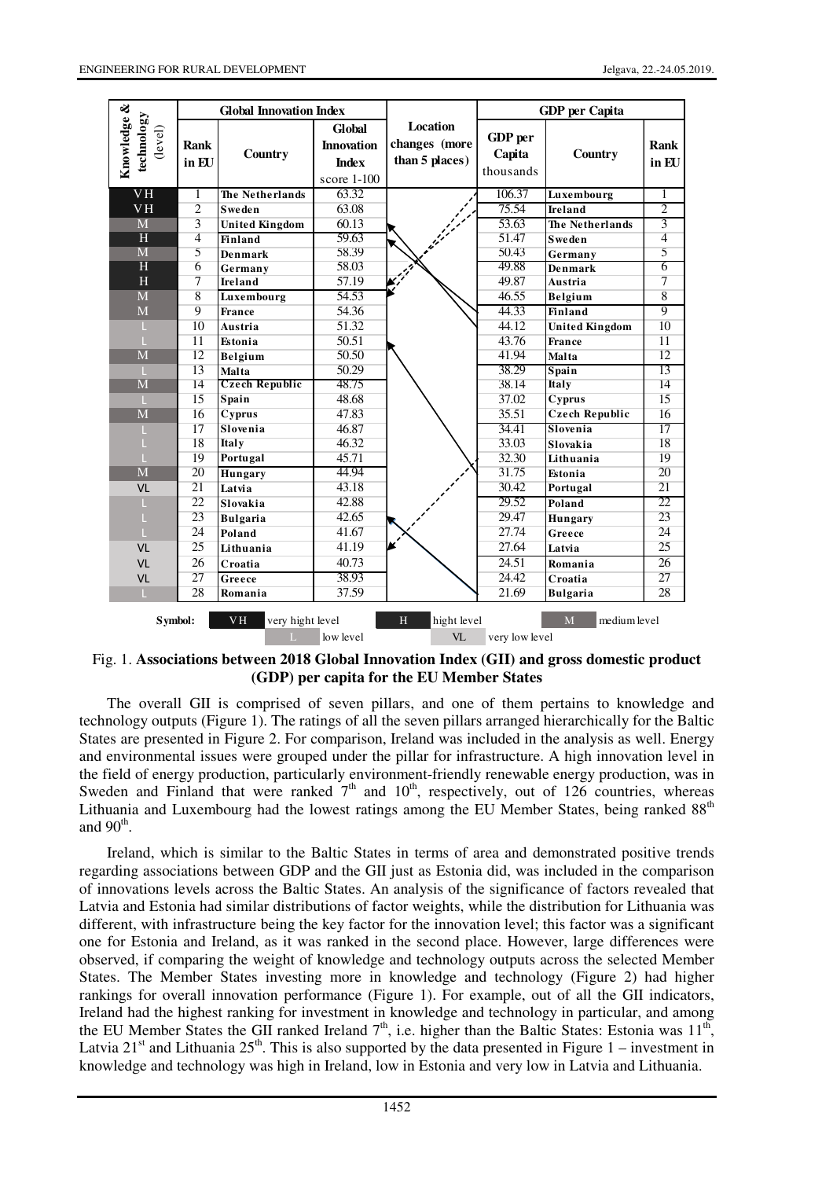| Knowledge & technology (level) | Global Innovation Index | | | Location changes (more than 5 places) | GDP per Capita | | |
|---|---|---|---|---|---|---|---|
| | Rank in EU | Country | Global Innovation Index score 1-100 | | GDP per Capita thousands | Country | Rank in EU |
| VH | 1 | The Netherlands | 63.32 | | 106.37 | Luxembourg | 1 |
| VH | 2 | Sweden | 63.08 | | 75.54 | Ireland | 2 |
| M | 3 | United Kingdom | 60.13 | | 53.63 | The Netherlands | 3 |
| H | 4 | Finland | 59.63 | | 51.47 | Sweden | 4 |
| M | 5 | Denmark | 58.39 | | 50.43 | Germany | 5 |
| H | 6 | Germany | 58.03 | | 49.88 | Denmark | 6 |
| H | 7 | Ireland | 57.19 | | 49.87 | Austria | 7 |
| M | 8 | Luxembourg | 54.53 | | 46.55 | Belgium | 8 |
| M | 9 | France | 54.36 | | 44.33 | Finland | 9 |
| L | 10 | Austria | 51.32 | | 44.12 | United Kingdom | 10 |
| L | 11 | Estonia | 50.51 | | 43.76 | France | 11 |
| M | 12 | Belgium | 50.50 | | 41.94 | Malta | 12 |
| L | 13 | Malta | 50.29 | | 38.29 | Spain | 13 |
| M | 14 | Czech Republic | 48.75 | | 38.14 | Italy | 14 |
| L | 15 | Spain | 48.68 | | 37.02 | Cyprus | 15 |
| M | 16 | Cyprus | 47.83 | | 35.51 | Czech Republic | 16 |
| L | 17 | Slovenia | 46.87 | | 34.41 | Slovenia | 17 |
| L | 18 | Italy | 46.32 | | 33.03 | Slovakia | 18 |
| L | 19 | Portugal | 45.71 | | 32.30 | Lithuania | 19 |
| M | 20 | Hungary | 44.94 | | 31.75 | Estonia | 20 |
| VL | 21 | Latvia | 43.18 | | 30.42 | Portugal | 21 |
| L | 22 | Slovakia | 42.88 | | 29.52 | Poland | 22 |
| L | 23 | Bulgaria | 42.65 | | 29.47 | Hungary | 23 |
| L | 24 | Poland | 41.67 | | 27.74 | Greece | 24 |
| VL | 25 | Lithuania | 41.19 | | 27.64 | Latvia | 25 |
| VL | 26 | Croatia | 40.73 | | 24.51 | Romania | 26 |
| VL | 27 | Greece | 38.93 | | 24.42 | Croatia | 27 |
| L | 28 | Romania | 37.59 | | 21.69 | Bulgaria | 28 |

Symbol: VH very hight level; H hight level; M medium level; L low level; VL very low level

Fig. 1. **Associations between 2018 Global Innovation Index (GII) and gross domestic product (GDP) per capita for the EU Member States**

The overall GII is comprised of seven pillars, and one of them pertains to knowledge and technology outputs (Figure 1). The ratings of all the seven pillars arranged hierarchically for the Baltic States are presented in Figure 2. For comparison, Ireland was included in the analysis as well. Energy and environmental issues were grouped under the pillar for infrastructure. A high innovation level in the field of energy production, particularly environment-friendly renewable energy production, was in Sweden and Finland that were ranked 7[th] and 10[th], respectively, out of 126 countries, whereas Lithuania and Luxembourg had the lowest ratings among the EU Member States, being ranked 88[th] and 90[th].

Ireland, which is similar to the Baltic States in terms of area and demonstrated positive trends regarding associations between GDP and the GII just as Estonia did, was included in the comparison of innovations levels across the Baltic States. An analysis of the significance of factors revealed that Latvia and Estonia had similar distributions of factor weights, while the distribution for Lithuania was different, with infrastructure being the key factor for the innovation level; this factor was a significant one for Estonia and Ireland, as it was ranked in the second place. However, large differences were observed, if comparing the weight of knowledge and technology outputs across the selected Member States. The Member States investing more in knowledge and technology (Figure 2) had higher rankings for overall innovation performance (Figure 1). For example, out of all the GII indicators, Ireland had the highest ranking for investment in knowledge and technology in particular, and among the EU Member States the GII ranked Ireland 7[th], i.e. higher than the Baltic States: Estonia was 11[th], Latvia 21[st] and Lithuania 25[th]. This is also supported by the data presented in Figure 1 – investment in knowledge and technology was high in Ireland, low in Estonia and very low in Latvia and Lithuania.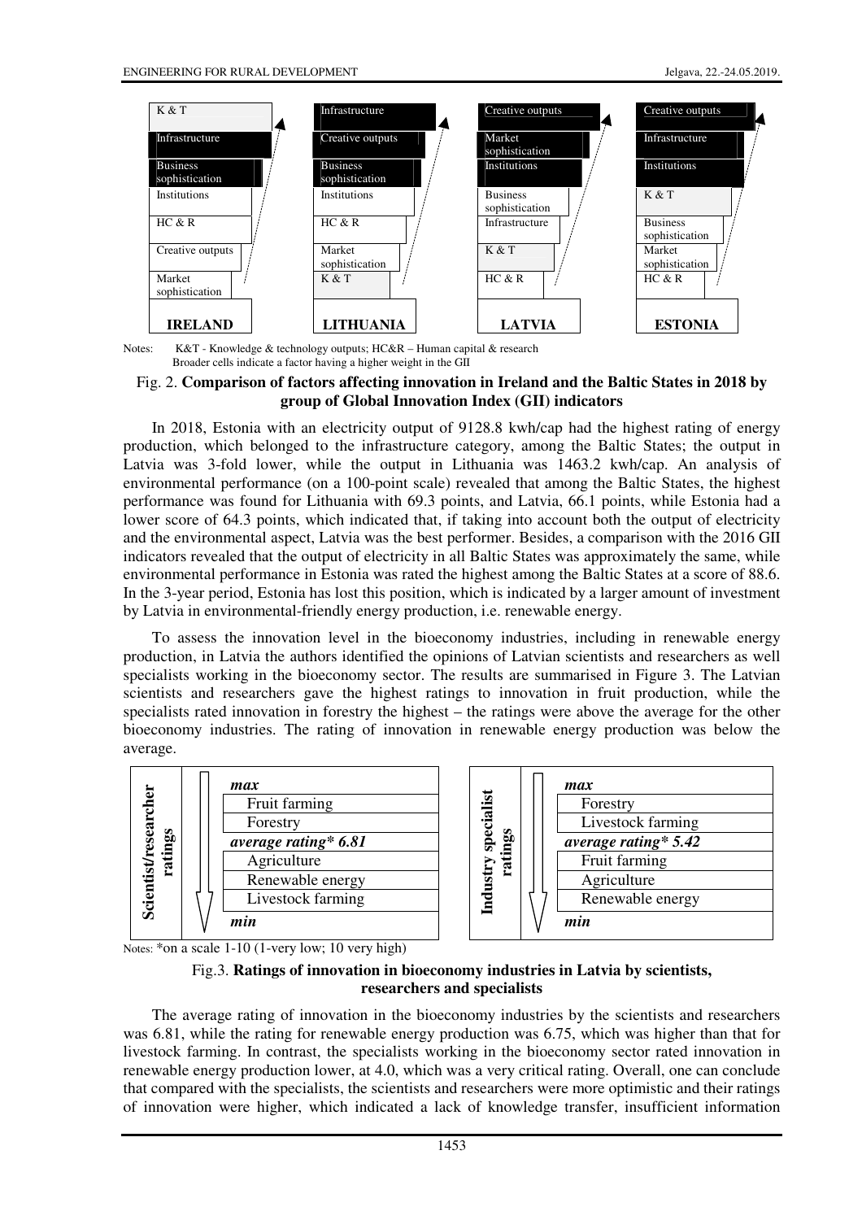| IRELAND | LITHUANIA | LATVIA | ESTONIA |
|---|---|---|---|
| K & T | Infrastructure | Creative outputs | Creative outputs |
| Infrastructure | Creative outputs | Market sophistication | Infrastructure |
| Business sophistication | Business sophistication | Institutions | Institutions |
| Institutions | Institutions | Business sophistication | K & T |
| HC & R | HC & R | Infrastructure | Business sophistication |
| Creative outputs | Market sophistication | K & T | Market sophistication |
| Market sophistication | K & T | HC & R | HC & R |

Notes: K&T - Knowledge & technology outputs; HC&R – Human capital & research
Broader cells indicate a factor having a higher weight in the GII

Fig. 2. **Comparison of factors affecting innovation in Ireland and the Baltic States in 2018 by group of Global Innovation Index (GII) indicators**

In 2018, Estonia with an electricity output of 9128.8 kwh/cap had the highest rating of energy production, which belonged to the infrastructure category, among the Baltic States; the output in Latvia was 3-fold lower, while the output in Lithuania was 1463.2 kwh/cap. An analysis of environmental performance (on a 100-point scale) revealed that among the Baltic States, the highest performance was found for Lithuania with 69.3 points, and Latvia, 66.1 points, while Estonia had a lower score of 64.3 points, which indicated that, if taking into account both the output of electricity and the environmental aspect, Latvia was the best performer. Besides, a comparison with the 2016 GII indicators revealed that the output of electricity in all Baltic States was approximately the same, while environmental performance in Estonia was rated the highest among the Baltic States at a score of 88.6. In the 3-year period, Estonia has lost this position, which is indicated by a larger amount of investment by Latvia in environmental-friendly energy production, i.e. renewable energy.

To assess the innovation level in the bioeconomy industries, including in renewable energy production, in Latvia the authors identified the opinions of Latvian scientists and researchers as well specialists working in the bioeconomy sector. The results are summarised in Figure 3. The Latvian scientists and researchers gave the highest ratings to innovation in fruit production, while the specialists rated innovation in forestry the highest – the ratings were above the average for the other bioeconomy industries. The rating of innovation in renewable energy production was below the average.

| Scientist/researcher ratings | Industry specialist ratings |
|---|---|
| *max* | *max* |
| Fruit farming | Forestry |
| Forestry | Livestock farming |
| ***average rating\* 6.81*** | ***average rating\* 5.42*** |
| Agriculture | Fruit farming |
| Renewable energy | Agriculture |
| Livestock farming | Renewable energy |
| *min* | *min* |

Notes: *on a scale 1-10 (1-very low; 10 very high)

Fig.3. **Ratings of innovation in bioeconomy industries in Latvia by scientists, researchers and specialists**

The average rating of innovation in the bioeconomy industries by the scientists and researchers was 6.81, while the rating for renewable energy production was 6.75, which was higher than that for livestock farming. In contrast, the specialists working in the bioeconomy sector rated innovation in renewable energy production lower, at 4.0, which was a very critical rating. Overall, one can conclude that compared with the specialists, the scientists and researchers were more optimistic and their ratings of innovation were higher, which indicated a lack of knowledge transfer, insufficient information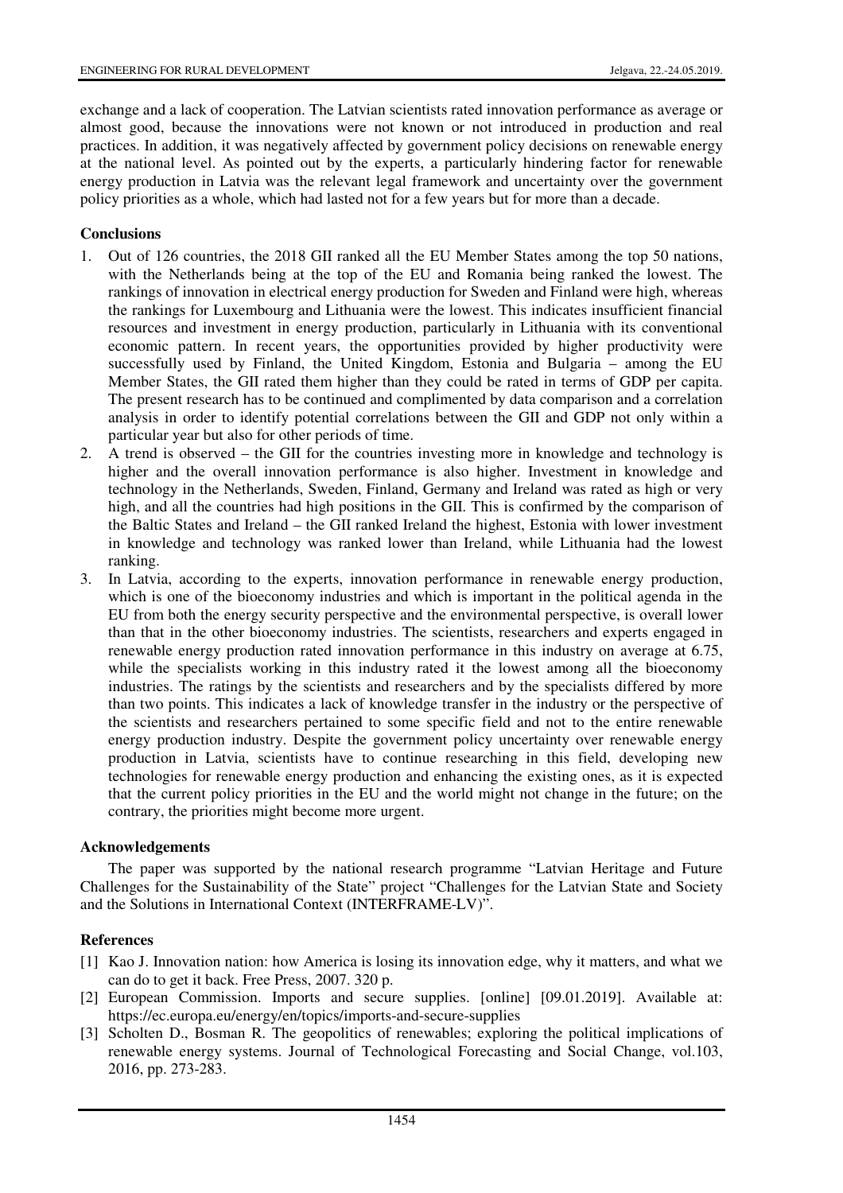exchange and a lack of cooperation. The Latvian scientists rated innovation performance as average or almost good, because the innovations were not known or not introduced in production and real practices. In addition, it was negatively affected by government policy decisions on renewable energy at the national level. As pointed out by the experts, a particularly hindering factor for renewable energy production in Latvia was the relevant legal framework and uncertainty over the government policy priorities as a whole, which had lasted not for a few years but for more than a decade.

## Conclusions

1. Out of 126 countries, the 2018 GII ranked all the EU Member States among the top 50 nations, with the Netherlands being at the top of the EU and Romania being ranked the lowest. The rankings of innovation in electrical energy production for Sweden and Finland were high, whereas the rankings for Luxembourg and Lithuania were the lowest. This indicates insufficient financial resources and investment in energy production, particularly in Lithuania with its conventional economic pattern. In recent years, the opportunities provided by higher productivity were successfully used by Finland, the United Kingdom, Estonia and Bulgaria – among the EU Member States, the GII rated them higher than they could be rated in terms of GDP per capita. The present research has to be continued and complimented by data comparison and a correlation analysis in order to identify potential correlations between the GII and GDP not only within a particular year but also for other periods of time.
2. A trend is observed – the GII for the countries investing more in knowledge and technology is higher and the overall innovation performance is also higher. Investment in knowledge and technology in the Netherlands, Sweden, Finland, Germany and Ireland was rated as high or very high, and all the countries had high positions in the GII. This is confirmed by the comparison of the Baltic States and Ireland – the GII ranked Ireland the highest, Estonia with lower investment in knowledge and technology was ranked lower than Ireland, while Lithuania had the lowest ranking.
3. In Latvia, according to the experts, innovation performance in renewable energy production, which is one of the bioeconomy industries and which is important in the political agenda in the EU from both the energy security perspective and the environmental perspective, is overall lower than that in the other bioeconomy industries. The scientists, researchers and experts engaged in renewable energy production rated innovation performance in this industry on average at 6.75, while the specialists working in this industry rated it the lowest among all the bioeconomy industries. The ratings by the scientists and researchers and by the specialists differed by more than two points. This indicates a lack of knowledge transfer in the industry or the perspective of the scientists and researchers pertained to some specific field and not to the entire renewable energy production industry. Despite the government policy uncertainty over renewable energy production in Latvia, scientists have to continue researching in this field, developing new technologies for renewable energy production and enhancing the existing ones, as it is expected that the current policy priorities in the EU and the world might not change in the future; on the contrary, the priorities might become more urgent.

## Acknowledgements

The paper was supported by the national research programme "Latvian Heritage and Future Challenges for the Sustainability of the State" project "Challenges for the Latvian State and Society and the Solutions in International Context (INTERFRAME-LV)".

## References

[1] Kao J. Innovation nation: how America is losing its innovation edge, why it matters, and what we can do to get it back. Free Press, 2007. 320 p.

[2] European Commission. Imports and secure supplies. [online] [09.01.2019]. Available at: https://ec.europa.eu/energy/en/topics/imports-and-secure-supplies

[3] Scholten D., Bosman R. The geopolitics of renewables; exploring the political implications of renewable energy systems. Journal of Technological Forecasting and Social Change, vol.103, 2016, pp. 273-283.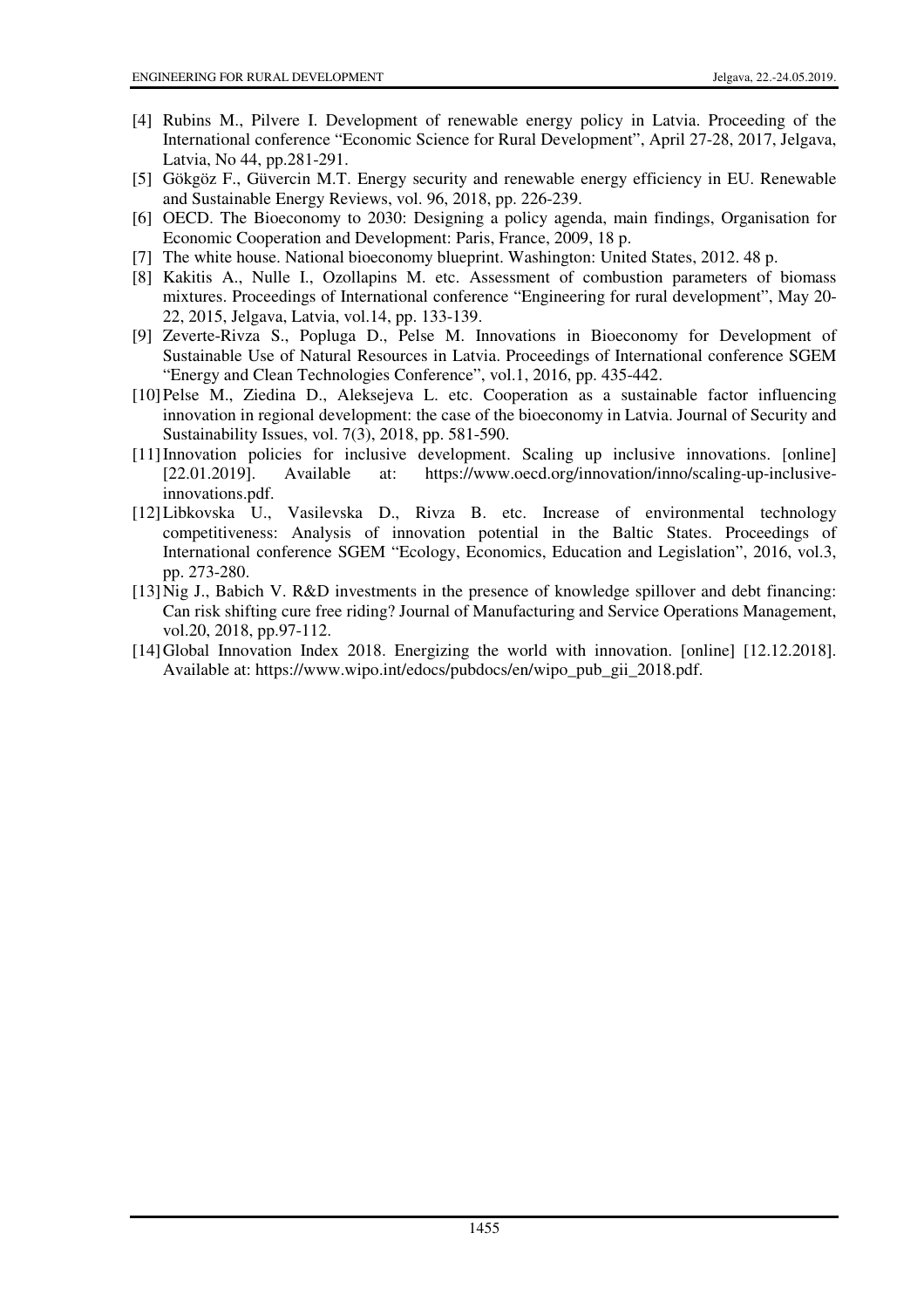[4] Rubins M., Pilvere I. Development of renewable energy policy in Latvia. Proceeding of the International conference "Economic Science for Rural Development", April 27-28, 2017, Jelgava, Latvia, No 44, pp.281-291.

[5] Gökgöz F., Güvercin M.T. Energy security and renewable energy efficiency in EU. Renewable and Sustainable Energy Reviews, vol. 96, 2018, pp. 226-239.

[6] OECD. The Bioeconomy to 2030: Designing a policy agenda, main findings, Organisation for Economic Cooperation and Development: Paris, France, 2009, 18 p.

[7] The white house. National bioeconomy blueprint. Washington: United States, 2012. 48 p.

[8] Kakitis A., Nulle I., Ozollapins M. etc. Assessment of combustion parameters of biomass mixtures. Proceedings of International conference "Engineering for rural development", May 20-22, 2015, Jelgava, Latvia, vol.14, pp. 133-139.

[9] Zeverte-Rivza S., Popluga D., Pelse M. Innovations in Bioeconomy for Development of Sustainable Use of Natural Resources in Latvia. Proceedings of International conference SGEM "Energy and Clean Technologies Conference", vol.1, 2016, pp. 435-442.

[10] Pelse M., Ziedina D., Aleksejeva L. etc. Cooperation as a sustainable factor influencing innovation in regional development: the case of the bioeconomy in Latvia. Journal of Security and Sustainability Issues, vol. 7(3), 2018, pp. 581-590.

[11] Innovation policies for inclusive development. Scaling up inclusive innovations. [online] [22.01.2019]. Available at: https://www.oecd.org/innovation/inno/scaling-up-inclusive-innovations.pdf.

[12] Libkovska U., Vasilevska D., Rivza B. etc. Increase of environmental technology competitiveness: Analysis of innovation potential in the Baltic States. Proceedings of International conference SGEM "Ecology, Economics, Education and Legislation", 2016, vol.3, pp. 273-280.

[13] Nig J., Babich V. R&D investments in the presence of knowledge spillover and debt financing: Can risk shifting cure free riding? Journal of Manufacturing and Service Operations Management, vol.20, 2018, pp.97-112.

[14] Global Innovation Index 2018. Energizing the world with innovation. [online] [12.12.2018]. Available at: https://www.wipo.int/edocs/pubdocs/en/wipo_pub_gii_2018.pdf.